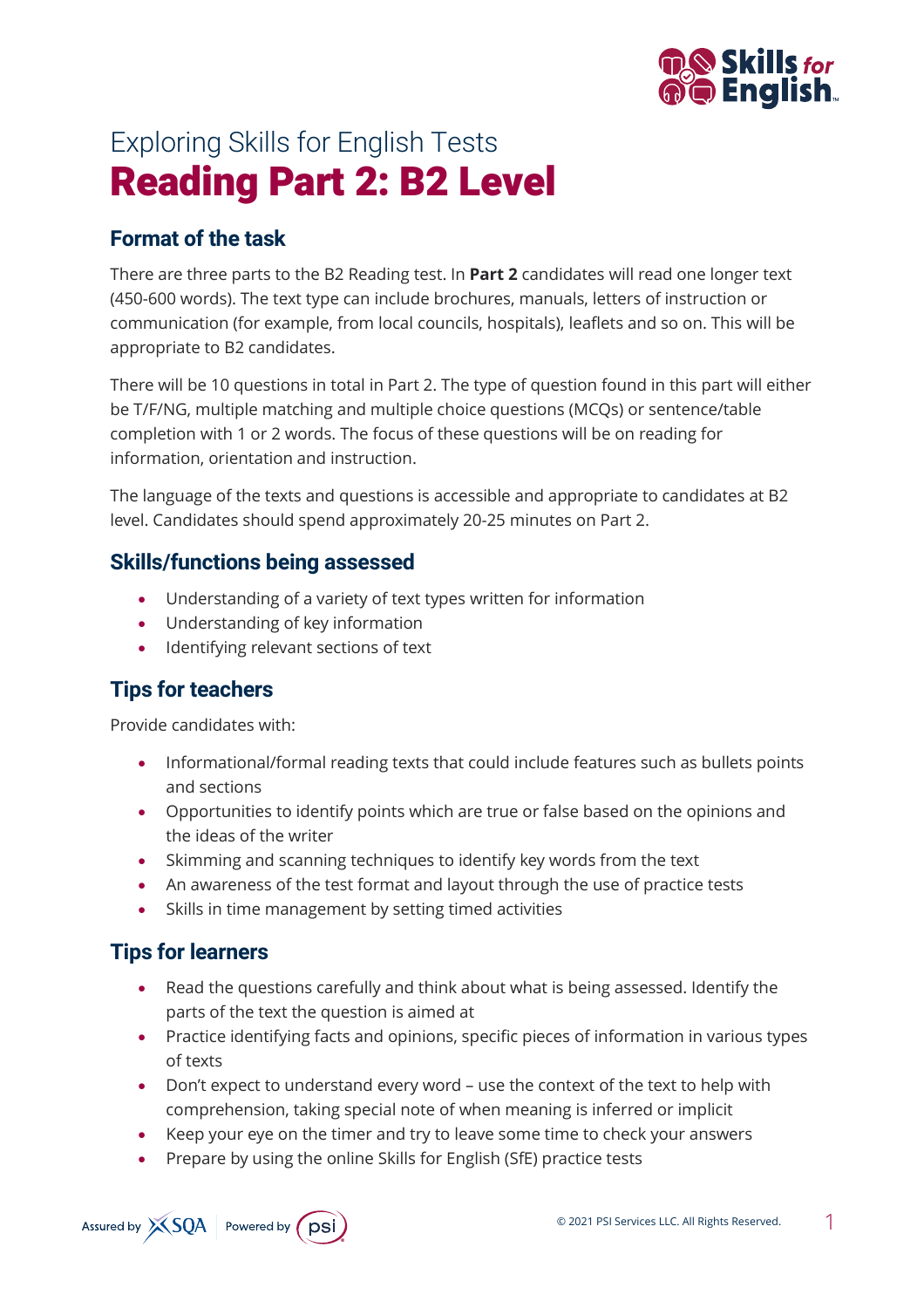Exploring Skills for English Tests

# Reading Part 2: B2 Level

## Format of the task

There are three parts to the B2 Reading test. In **Part 2** candidates will read one longer text (450-600 words). The text type can include brochures, manuals, letters of instruction or communication (for example, from local councils, hospitals), leaflets and so on. This will be appropriate to B2 candidates.

There will be 10 questions in total in Part 2. The type of question found in this part will either be T/F/NG, multiple matching and multiple choice questions (MCQs) or sentence/table completion with 1 or 2 words. The focus of these questions will be on reading for information, orientation and instruction.

The language of the texts and questions is accessible and appropriate to candidates at B2 level. Candidates should spend approximately 20-25 minutes on Part 2.

## Skills/functions being assessed

- Understanding of a variety of text types written for information
- Understanding of key information
- Identifying relevant sections of text

## Tips for teachers

Provide candidates with:

- Informational/formal reading texts that could include features such as bullets points and sections
- Opportunities to identify points which are true or false based on the opinions and the ideas of the writer
- Skimming and scanning techniques to identify key words from the text
- An awareness of the test format and layout through the use of practice tests
- Skills in time management by setting timed activities

## Tips for learners

- Read the questions carefully and think about what is being assessed. Identify the parts of the text the question is aimed at
- Practice identifying facts and opinions, specific pieces of information in various types of texts
- Don't expect to understand every word – use the context of the text to help with comprehension, taking special note of when meaning is inferred or implicit
- Keep your eye on the timer and try to leave some time to check your answers
- Prepare by using the online Skills for English (SfE) practice tests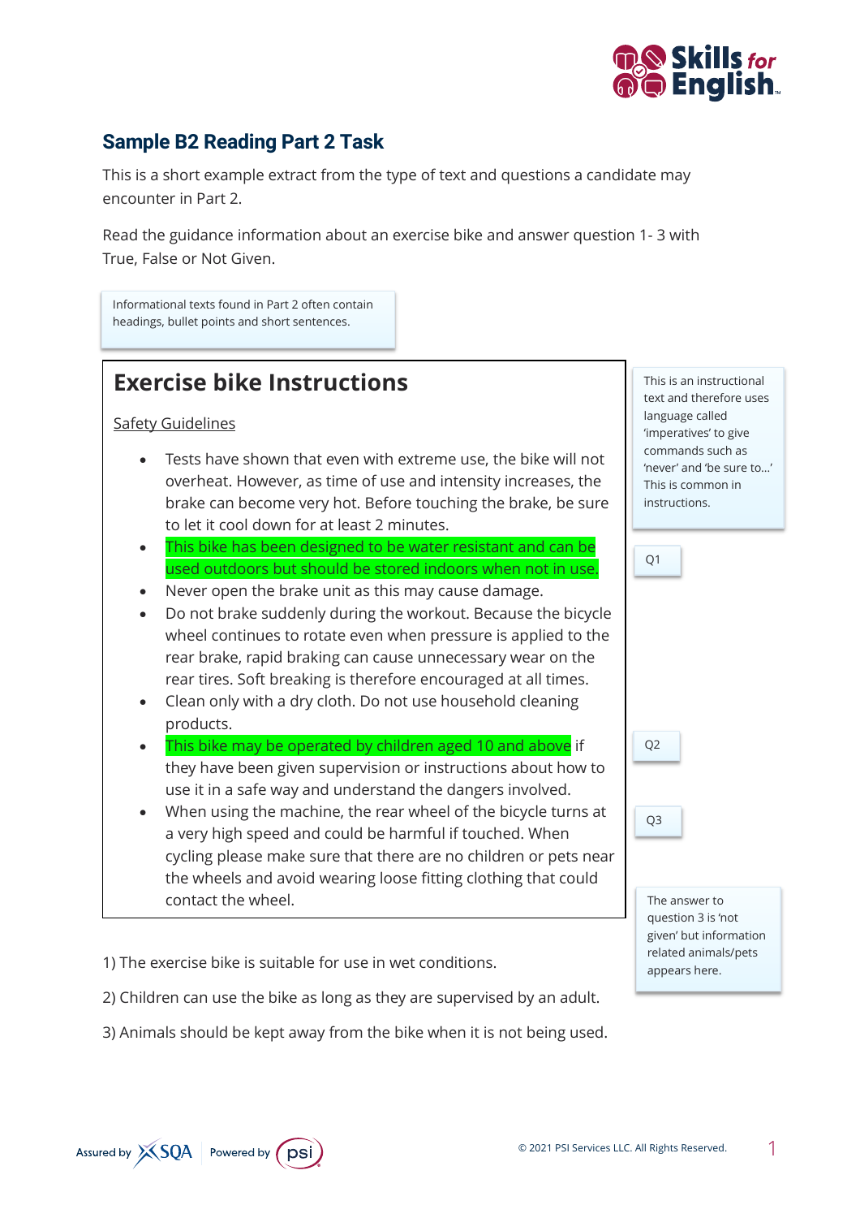## Sample B2 Reading Part 2 Task

This is a short example extract from the type of text and questions a candidate may encounter in Part 2.

Read the guidance information about an exercise bike and answer question 1- 3 with True, False or Not Given.

> Informational texts found in Part 2 often contain headings, bullet points and short sentences.

# Exercise bike Instructions

Safety Guidelines

- Tests have shown that even with extreme use, the bike will not overheat. However, as time of use and intensity increases, the brake can become very hot. Before touching the brake, be sure to let it cool down for at least 2 minutes.
- This bike has been designed to be water resistant and can be used outdoors but should be stored indoors when not in use.
- Never open the brake unit as this may cause damage.
- Do not brake suddenly during the workout. Because the bicycle wheel continues to rotate even when pressure is applied to the rear brake, rapid braking can cause unnecessary wear on the rear tires. Soft breaking is therefore encouraged at all times.
- Clean only with a dry cloth. Do not use household cleaning products.
- This bike may be operated by children aged 10 and above if they have been given supervision or instructions about how to use it in a safe way and understand the dangers involved.
- When using the machine, the rear wheel of the bicycle turns at a very high speed and could be harmful if touched. When cycling please make sure that there are no children or pets near the wheels and avoid wearing loose fitting clothing that could contact the wheel.

> This is an instructional text and therefore uses language called 'imperatives' to give commands such as 'never' and 'be sure to...' This is common in instructions.

> Q1

> Q2

> Q3

> The answer to question 3 is 'not given' but information related animals/pets appears here.

1) The exercise bike is suitable for use in wet conditions.

2) Children can use the bike as long as they are supervised by an adult.

3) Animals should be kept away from the bike when it is not being used.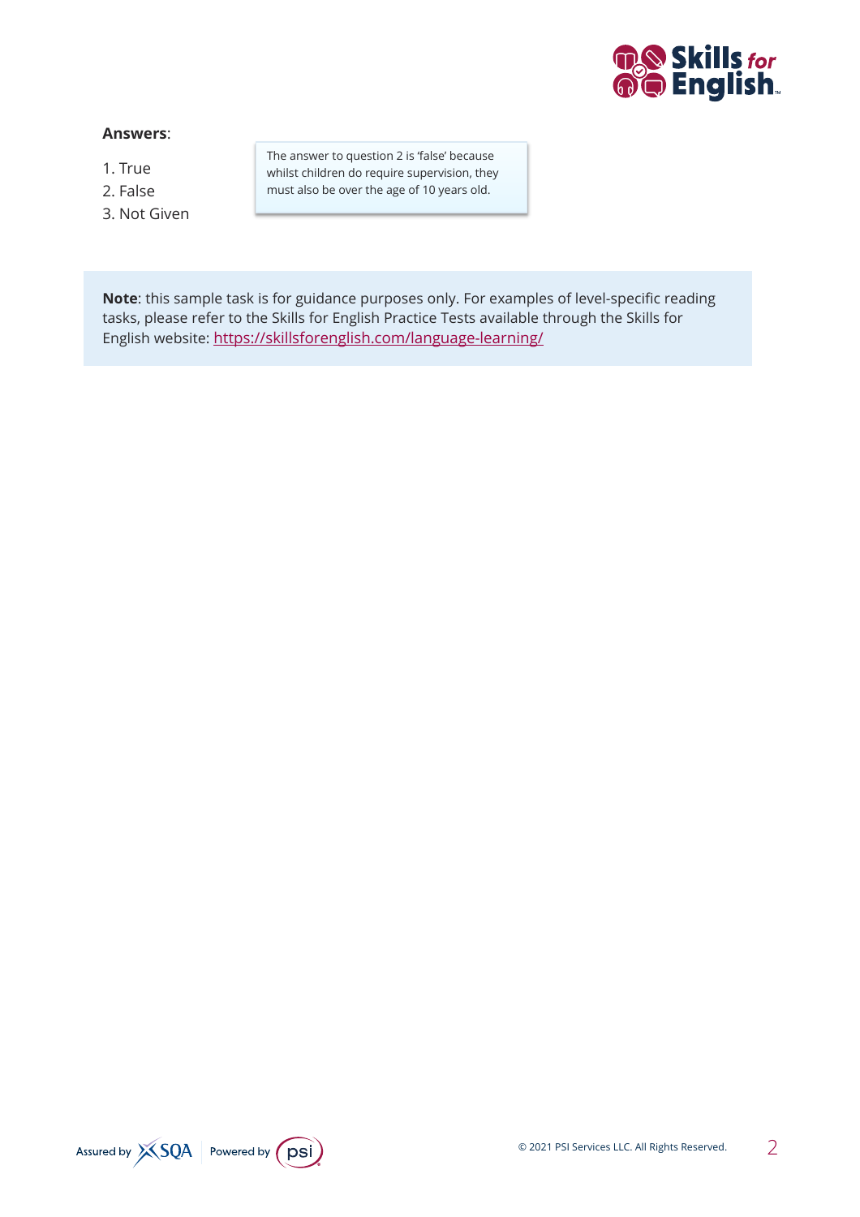**Answers**:

1. True
2. False
3. Not Given

The answer to question 2 is 'false' because whilst children do require supervision, they must also be over the age of 10 years old.

**Note**: this sample task is for guidance purposes only. For examples of level-specific reading tasks, please refer to the Skills for English Practice Tests available through the Skills for English website: https://skillsforenglish.com/language-learning/

Assured by SQA Powered by psi

© 2021 PSI Services LLC. All Rights Reserved.